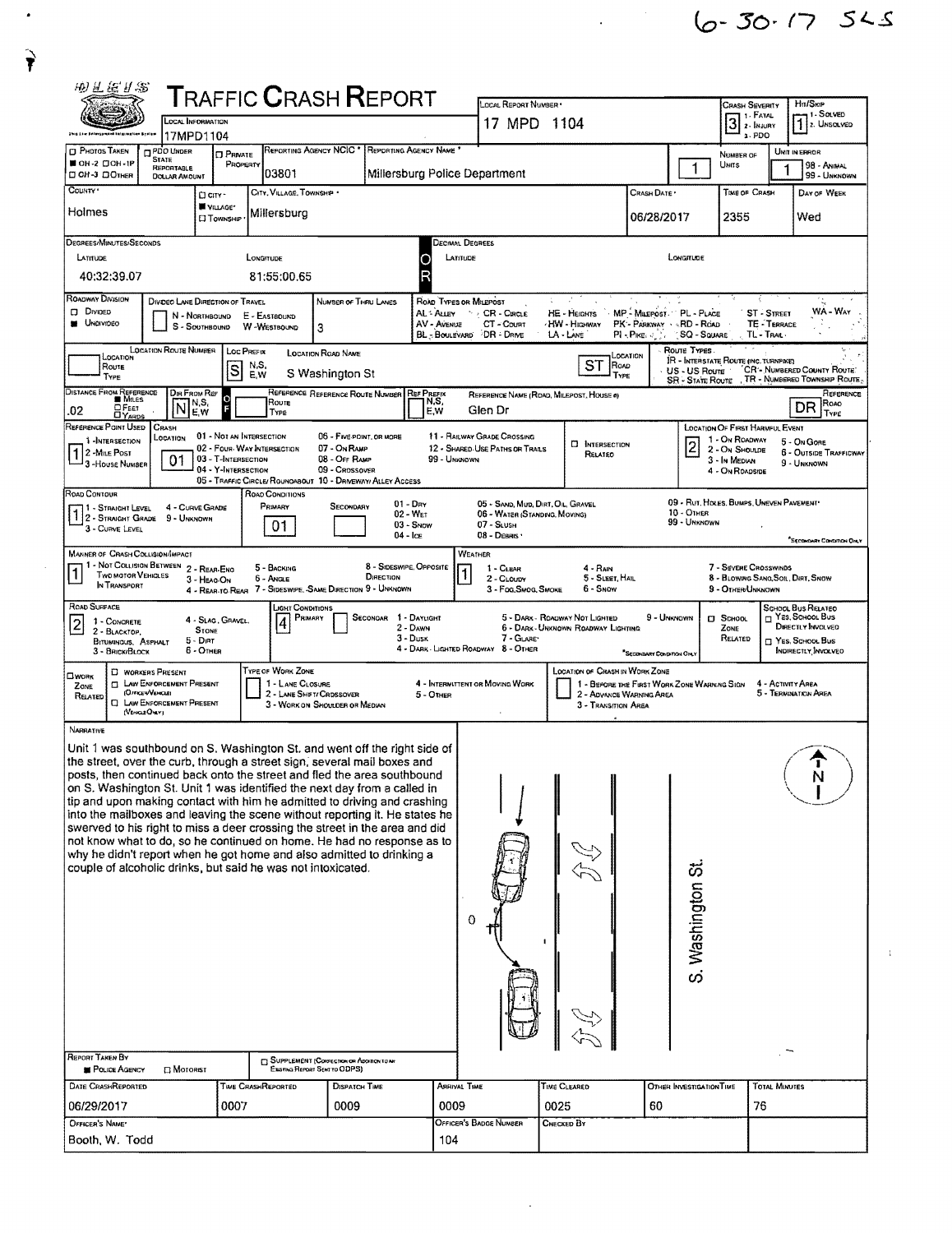6-30-17 SLS

# TRAFFIC CRASH REPORT

| Field | Value |
|---|---|
| Local Information | 17MPD1104 |
| Local Report Number | 17 MPD 1104 |
| Crash Severity | 3 (1 - Fatal, 2 - Injury, 3 - PDO) |
| Hit/Skip | 1 (1 - Solved, 2 - Unsolved) |
| Photos Taken | OH-2 |
| Reporting Agency NCIC | 03801 |
| Reporting Agency Name | Millersburg Police Department |
| Number of Units | 1 |
| Unit in Error | 1 |
| County | Holmes |
| City, Village, Township | Village - Millersburg |
| Crash Date | 06/28/2017 |
| Time of Crash | 2355 |
| Day of Week | Wed |

**Degrees/Minutes/Seconds**

| Latitude | Longitude |
|---|---|
| 40:32:39.07 | 81:55:00.65 |

| Field | Value |
|---|---|
| Roadway Division | Undivided |
| Number of Thru Lanes | 3 |
| Loc Prefix | S |
| Location Road Name | S Washington St |
| Location Road Type | ST |
| Distance From Reference | .02 Miles |
| Dir From Ref | N |
| Reference Name (Road, Milepost, House #) | Glen Dr |
| Reference Road Type | DR |
| Reference Point Used | 1 - Intersection |
| Crash Location | 01 - Not an Intersection |
| Location of First Harmful Event | 2 - On Shoulder |
| Road Contour | 1 - Straight Level |
| Road Conditions (Primary) | 01 - Dry |
| Manner of Crash Collision/Impact | 1 - Not Collision Between Two Motor Vehicles in Transport |
| Weather | 1 - Clear |
| Road Surface | 2 - Blacktop, Bituminous, Asphalt |
| Light Conditions (Primary) | 4 - Dark - Lighted Roadway |

## NARRATIVE

Unit 1 was southbound on S. Washington St. and went off the right side of the street, over the curb, through a street sign, several mail boxes and posts, then continued back onto the street and fled the area southbound on S. Washington St. Unit 1 was identified the next day from a called in tip and upon making contact with him he admitted to driving and crashing into the mailboxes and leaving the scene without reporting it. He states he swerved to his right to miss a deer crossing the street in the area and did not know what to do, so he continued on home. He had no response as to why he didn't report when he got home and also admitted to drinking a couple of alcoholic drinks, but said he was not intoxicated.

S. Washington St.

| Report Taken By | Police Agency |
|---|---|

| Date Crash Reported | Time Crash Reported | Dispatch Time | Arrival Time | Time Cleared | Other Investigation Time | Total Minutes |
|---|---|---|---|---|---|---|
| 06/29/2017 | 0007 | 0009 | 0009 | 0025 | 60 | 76 |

| Officer's Name | Officer's Badge Number | Checked By |
|---|---|---|
| Booth, W. Todd | 104 | |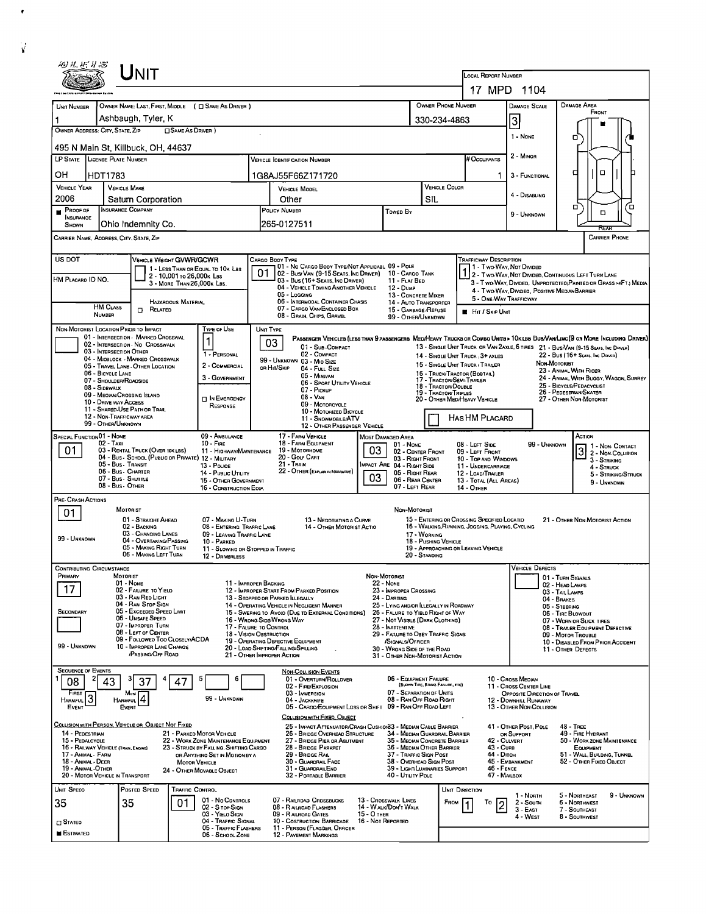# UNIT

**LOCAL REPORT NUMBER:** 17 MPD 1104

| UNIT NUMBER | OWNER NAME: LAST, FIRST, MIDDLE ( ☐ SAME AS DRIVER ) | OWNER PHONE NUMBER | DAMAGE SCALE | DAMAGE AREA |
|---|---|---|---|---|
| 1 | Ashbaugh, Tyler, K | 330-234-4863 | 3 | FRONT |

**OWNER ADDRESS: CITY, STATE, ZIP** ☐ SAME AS DRIVER )

495 N Main St, Killbuck, OH, 44637

DAMAGE SCALE: 1 - NONE; 2 - MINOR; 3 - FUNCTIONAL; 4 - DISABLING; 9 - UNKNOWN

| LP STATE | LICENSE PLATE NUMBER | VEHICLE IDENTIFICATION NUMBER | # OCCUPANTS |
|---|---|---|---|
| OH | HDT1783 | 1G8AJ55F66Z171720 | 1 |

| VEHICLE YEAR | VEHICLE MAKE | VEHICLE MODEL | VEHICLE COLOR |
|---|---|---|---|
| 2006 | Saturn Corporation | Other | SIL |

| ■ PROOF OF INSURANCE SHOWN | INSURANCE COMPANY | POLICY NUMBER | TOWED BY |
|---|---|---|---|
| | Ohio Indemnity Co. | 265-0127511 | |

CARRIER NAME, ADDRESS, CITY, STATE, ZIP — CARRIER PHONE

US DOT

VEHICLE WEIGHT GVWR/GCVW: 1 - LESS THAN OR EQUAL TO 10K LBS; 2 - 10,001 TO 26,000K LBS; 3 - MORE THAN 26,000K LBS.

HM PLACARD ID NO.

HM CLASS NUMBER — HAZARDOUS MATERIAL ☐ RELATED

CARGO BODY TYPE: **01**
01 - NO CARGO BODY TYPE/NOT APPLICABLE; 02 - BUS/VAN (9-15 SEATS, INC DRIVER); 03 - BUS (16+ SEATS, INC DRIVER); 04 - VEHICLE TOWING ANOTHER VEHICLE; 05 - LOGGING; 06 - INTERMODAL CONTAINER CHASIS; 07 - CARGO VAN/ENCLOSED BOX; 08 - GRAIN, CHIPS, GRAVEL; 09 - POLE; 10 - CARGO TANK; 11 - FLAT BED; 12 - DUMP; 13 - CONCRETE MIXER; 14 - AUTO TRANSPORTER; 15 - GARBAGE/REFUSE; 99 - OTHER/UNKNOWN

TRAFFICWAY DESCRIPTION: **1**
1 - TWO-WAY, NOT DIVIDED; 2 - TWO-WAY, NOT DIVIDED, CONTINUOUS LEFT TURN LANE; 3 - TWO-WAY, DIVIDED, UNPROTECTED(PAINTED OR GRASS >4FT.) MEDIA; 4 - TWO-WAY, DIVIDED, POSITIVE MEDIAN BARRIER; 5 - ONE-WAY TRAFFICWAY

■ HIT / SKIP UNIT

NON-MOTORIST LOCATION PRIOR TO IMPACT: 01 - INTERSECTION - MARKED CROSSWAL; 02 - INTERSECTION - NO CROSSWALK; 03 - INTERSECTION OTHER; 04 - MIDBLOCK - MARKED CROSSWALK; 05 - TRAVEL LANE - OTHER LOCATION; 06 - BICYCLE LANE; 07 - SHOULDER/ROADSIDE; 08 - SIDEWALK; 09 - MEDIAN/CROSSING ISLAND; 10 - DRIVE WAY ACCESS; 11 - SHARED-USE PATH OR TRAIL; 12 - NON-TRAFFICWAY AREA; 99 - OTHER/UNKNOWN

TYPE OF USE: **1**
1 - PERSONAL; 2 - COMMERCIAL; 3 - GOVERNMENT; ☐ IN EMERGENCY RESPONSE

UNIT TYPE: **03**
PASSENGER VEHICLES (LESS THAN 9 PASSENGERS): 01 - SUB-COMPACT; 02 - COMPACT; 99 - UNKNOWN 03 - MID SIZE; OR HIT/SKIP 04 - FULL SIZE; 05 - MINIVAN; 06 - SPORT UTILITY VEHICLE; 07 - PICKUP; 08 - VAN; 09 - MOTORCYCLE; 10 - MOTORIZED BICYCLE; 11 - SNOWMOBILE/ATV; 12 - OTHER PASSENGER VEHICLE
MED/HEAVY TRUCKS OR COMBO UNITS > 10K LBS BUS/VAN/LIMO(9 OR MORE INCLUDING DRIVER): 13 - SINGLE UNIT TRUCK OR VAN 2AXLE, 6 TIRES; 14 - SINGLE UNIT TRUCK, 3+ AXLES; 15 - SINGLE UNIT TRUCK / TRAILER; 16 - TRUCK/TRACTOR (BOBTAIL); 17 - TRACTOR/SEMI-TRAILER; 18 - TRACTOR/DOUBLE; 19 - TRACTOR/TRIPLES; 20 - OTHER MED/HEAVY VEHICLE; 21 - BUS/VAN (9-15 SEATS, INC DRIVER); 22 - BUS (16+ SEATS, INC DRIVER)
NON-MOTORIST: 23 - ANIMAL WITH RIDER; 24 - ANIMAL WITH BUGGY, WAGON, SURREY; 25 - BICYCLE/PEDACYCLIST; 26 - PEDESTRIAN/SKATER; 27 - OTHER NON-MOTORIST

☐ HAS HM PLACARD

SPECIAL FUNCTION: **01**
01 - NONE; 02 - TAXI; 03 - RENTAL TRUCK (OVER 10K LBS); 04 - BUS - SCHOOL (PUBLIC OR PRIVATE); 05 - BUS - TRANSIT; 06 - BUS - CHARTER; 07 - BUS - SHUTTLE; 08 - BUS - OTHER; 09 - AMBULANCE; 10 - FIRE; 11 - HIGHWAY/MAINTENANCE; 12 - MILITARY; 13 - POLICE; 14 - PUBLIC UTILITY; 15 - OTHER GOVERNMENT; 16 - CONSTRUCTION EQIP.; 17 - FARM VEHICLE; 18 - FARM EQUIPMENT; 19 - MOTORHOME; 20 - GOLF CART; 21 - TRAIN; 22 - OTHER (EXPLAIN IN NARRATIVE)

MOST DAMAGED AREA: **03**; IMPACT AREA: **03**
01 - NONE; 02 - CENTER FRONT; 03 - RIGHT FRONT; 04 - RIGHT SIDE; 05 - RIGHT REAR; 06 - REAR CENTER; 07 - LEFT REAR; 08 - LEFT SIDE; 09 - LEFT FRONT; 10 - TOP AND WINDOWS; 11 - UNDERCARRIAGE; 12 - LOAD/TRAILER; 13 - TOTAL (ALL AREAS); 14 - OTHER; 99 - UNKNOWN

ACTION: **3**
1 - NON-CONTACT; 2 - NON-COLLISION; 3 - STRIKING; 4 - STRUCK; 5 - STRIKING/STRUCK; 9 - UNKNOWN

PRE-CRASH ACTIONS: **01**
MOTORIST: 01 - STRAIGHT AHEAD; 02 - BACKING; 03 - CHANGING LANES; 04 - OVERTAKING/PASSING; 05 - MAKING RIGHT TURN; 06 - MAKING LEFT TURN; 07 - MAKING U-TURN; 08 - ENTERING TRAFFIC LANE; 09 - LEAVING TRAFFIC LANE; 10 - PARKED; 11 - SLOWING OR STOPPED IN TRAFFIC; 12 - DRIVERLESS; 13 - NEGOTIATING A CURVE; 14 - OTHER MOTORIST ACTIO; 99 - UNKNOWN
NON-MOTORIST: 15 - ENTERING OR CROSSING SPECIFIED LOCATIO; 16 - WALKING, RUNNING, JOGGING, PLAYING, CYCLING; 17 - WORKING; 18 - PUSHING VEHICLE; 19 - APPROACHING OR LEAVING VEHICLE; 20 - STANDING; 21 - OTHER NON-MOTORIST ACTION

CONTRIBUTING CIRCUMSTANCE: PRIMARY **17**; SECONDARY (blank)
MOTORIST: 01 - NONE; 02 - FAILURE TO YIELD; 03 - RAN RED LIGHT; 04 - RAN STOP SIGN; 05 - EXCEEDED SPEED LIMIT; 06 - UNSAFE SPEED; 07 - IMPROPER TURN; 08 - LEFT OF CENTER; 09 - FOLLOWED TOO CLOSELY/ACDA; 10 - IMPROPER LANE CHANGE /PASSING/OFF ROAD; 11 - IMPROPER BACKING; 12 - IMPROPER START FROM PARKED POSITION; 13 - STOPPED OR PARKED ILLEGALLY; 14 - OPERATING VEHICLE IN NEGLIGENT MANNER; 15 - SWERING TO AVOID (DUE TO EXTERNAL CONDITIONS); 16 - WRONG SIDE/WRONG WAY; 17 - FAILURE TO CONTROL; 18 - VISION OBSTRUCTION; 19 - OPERATING DEFECTIVE EQUIPMENT; 20 - LOAD SHIFTING/FALLING/SPILLING; 21 - OTHER IMPROPER ACTION; 99 - UNKNOWN
NON-MOTORIST: 22 - NONE; 23 - IMPROPER CROSSING; 24 - DARTING; 25 - LYING AND/OR ILLEGALLY IN ROADWAY; 26 - FALURE TO YIELD RIGHT OF WAY; 27 - NOT VISIBLE (DARK CLOTHING); 28 - INATTENTIVE; 29 - FAILURE TO OBEY TRAFFIC SIGNS /SIGNALS/OFFICER; 30 - WRONG SIDE OF THE ROAD; 31 - OTHER NON-MOTORIST ACTION

VEHICLE DEFECTS: 01 - TURN SIGNALS; 02 - HEAD LAMPS; 03 - TAIL LAMPS; 04 - BRAKES; 05 - STEERING; 06 - TIRE BLOWOUT; 07 - WORN OR SLICK TIRES; 08 - TRAILER EQUIPMENT DEFECTIVE; 09 - MOTOR TROUBLE; 10 - DISABLED FROM PRIOR ACCIDENT; 11 - OTHER DEFECTS

SEQUENCE OF EVENTS:

| 1 | 2 | 3 | 4 | 5 | 6 |
|---|---|---|---|---|---|
| 08 | 43 | 37 | 47 | | |

FIRST HARMFUL EVENT: **3**; MOST HARMFUL EVENT: **4**; 99 - UNKNOWN

NON-COLLISION EVENTS: 01 - OVERTURN/ROLLOVER; 02 - FIRE/EXPLOSION; 03 - IMMERSION; 04 - JACKKNIFE; 05 - CARGO/EQUIPMENT LOSS OR SHIFT; 06 - EQUIPMENT FAILURE (BLOWN TIRE, BRAKE FAILURE, ETC); 07 - SEPARATION OF UNITS; 08 - RAN OFF ROAD RIGHT; 09 - RAN OFF ROAD LEFT; 10 - CROSS MEDIAN; 11 - CROSS CENTER LINE OPPOSITE DIRECTION OF TRAVEL; 12 - DOWNHILL RUNAWAY; 13 - OTHER NON-COLLISION

COLLISION WITH FIXED, OBJECT: 25 - IMPACT ATTENUATOR/CRASH CUSHION; 26 - BRIDGE OVERHEAD STRUCTURE; 27 - BRIDGE PIER OR ABUTMENT; 28 - BRIDGE PARAPET; 29 - BRIDGE RAIL; 30 - GUARDRAIL FACE; 31 - GUARDRAILEND; 32 - PORTABLE BARRIER; 33 - MEDIAN CABLE BARRIER; 34 - MEDIAN GUARDRAIL BARRIER; 35 - MEDIAN CONCRETE BARRIER; 36 - MEDIAN OTHER BARRIER; 37 - TRAFFIC SIGN POST; 38 - OVERHEAD SIGN POST; 39 - LIGHT/LUMINARIES SUPPORT; 40 - UTILITY POLE; 41 - OTHER POST, POLE OR SUPPORT; 42 - CULVERT; 43 - CURB; 44 - DITCH; 45 - EMBANKMENT; 46 - FENCE; 47 - MAILBOX; 48 - TREE; 49 - FIRE HYDRANT; 50 - WORK ZONE MAINTENANCE EQUIPMENT; 51 - WALL, BUILDING, TUNNEL; 52 - OTHER FIXED OBJECT

COLLISION WITH PERSON, VEHICLE OR OBJECT NOT FIXED: 14 - PEDESTRIAN; 15 - PEDALCYCLE; 16 - RAILWAY VEHICLE (TRAIN, ENGINE); 17 - ANIMAL - FARM; 18 - ANIMAL - DEER; 19 - ANIMAL - OTHER; 20 - MOTOR VEHICLE IN TRANSPORT; 21 - PARKED MOTOR VEHICLE; 22 - WORK ZONE MAINTENANCE EQUIPMENT; 23 - STRUCK BY FALLING, SHIFTING CARGO OR ANYTHING SET IN MOTION BY A MOTOR VEHICLE; 24 - OTHER MOVABLE OBJECT

| UNIT SPEED | POSTED SPEED | TRAFFIC CONTROL | UNIT DIRECTION |
|---|---|---|---|
| 35 | 35 | 01 | FROM 1 TO 2 |

☐ STATED ■ ESTIMATED

TRAFFIC CONTROL: 01 - NO CONTROLS; 02 - STOP SIGN; 03 - YIELD SIGN; 04 - TRAFFIC SIGNAL; 05 - TRAFFIC FLASHERS; 06 - SCHOOL ZONE; 07 - RAILROAD CROSSBUCKS; 08 - RAILROAD FLASHERS; 09 - RAILROAD GATES; 10 - COSTRUCTION BARRICADE; 11 - PERSON (FLAGGER, OFFICER); 12 - PAVEMENT MARKINGS; 13 - CROSSWALK LINES; 14 - WALK/DON'T WALK; 15 - OTHER; 16 - NOT REPORTED

UNIT DIRECTION: 1 - NORTH; 2 - SOUTH; 3 - EAST; 4 - WEST; 5 - NORTHEAST; 6 - NORTHWEST; 7 - SOUTHEAST; 8 - SOUTHWEST; 9 - UNKNOWN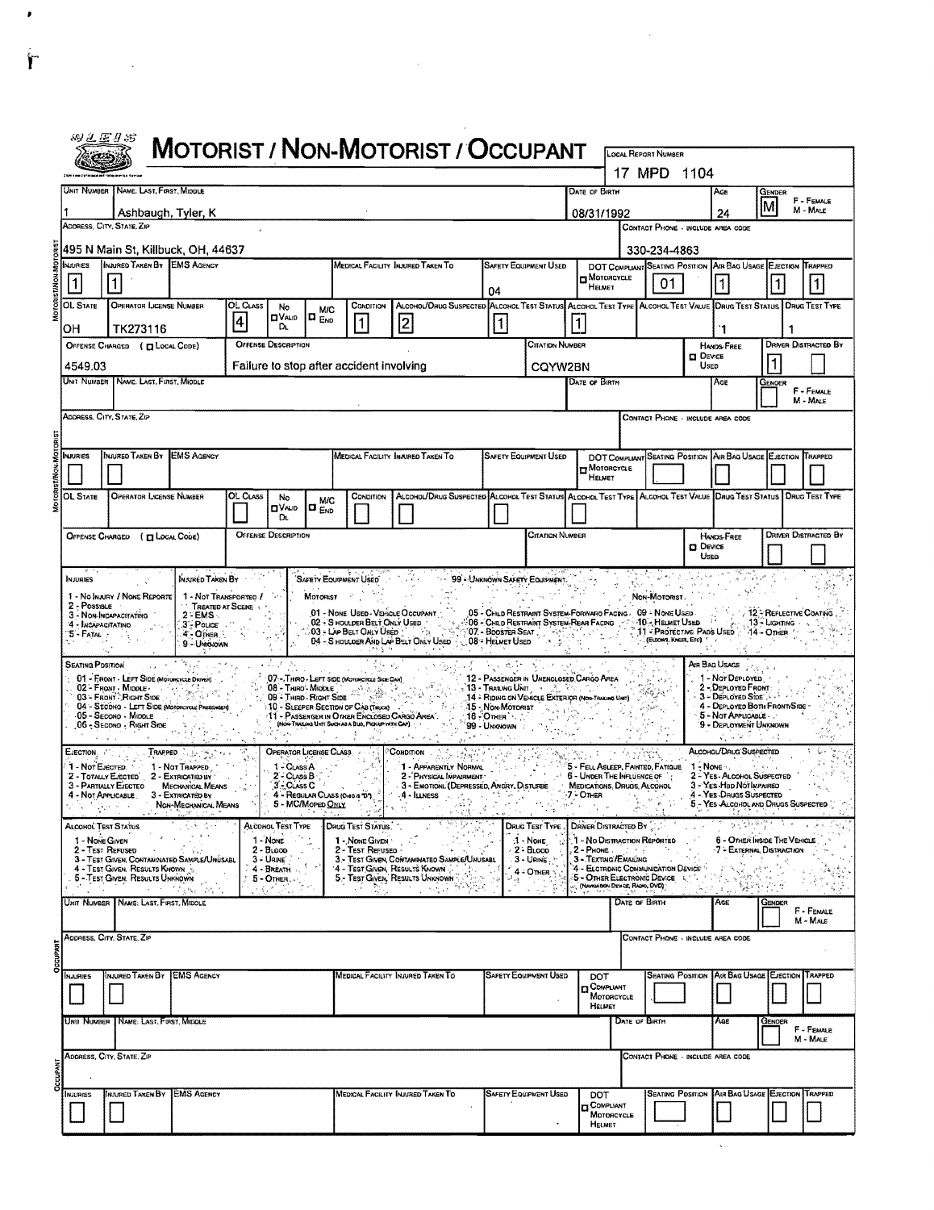# MOTORIST / NON-MOTORIST / OCCUPANT

| LOCAL REPORT NUMBER |
|---|
| 17 MPD 1104 |

## MOTORIST/NON-MOTORIST

| UNIT NUMBER | NAME: LAST, FIRST, MIDDLE | DATE OF BIRTH | AGE | GENDER |
|---|---|---|---|---|
| 1 | Ashbaugh, Tyler, K | 08/31/1992 | 24 | M |

| ADDRESS, CITY, STATE, ZIP | CONTACT PHONE - INCLUDE AREA CODE |
|---|---|
| 495 N Main St, Killbuck, OH, 44637 | 330-234-4863 |

| INJURIES | INJURED TAKEN BY | EMS AGENCY | MEDICAL FACILITY INJURED TAKEN TO | SAFETY EQUIPMENT USED | DOT COMPLIANT MOTORCYCLE HELMET | SEATING POSITION | AIR BAG USAGE | EJECTION | TRAPPED |
|---|---|---|---|---|---|---|---|---|---|
| 1 | 1 | | | 04 | | 01 | 1 | 1 | 1 |

| OL STATE | OPERATOR LICENSE NUMBER | OL CLASS | NO VALID DL | M/C END | CONDITION | ALCOHOL/DRUG SUSPECTED | ALCOHOL TEST STATUS | ALCOHOL TEST TYPE | ALCOHOL TEST VALUE | DRUG TEST STATUS | DRUG TEST TYPE |
|---|---|---|---|---|---|---|---|---|---|---|---|
| OH | TK273116 | 4 | | | 1 | 2 | 1 | 1 | | 1 | 1 |

| OFFENSE CHARGED (LOCAL CODE) | OFFENSE DESCRIPTION | CITATION NUMBER | HANDS-FREE DEVICE USED | DRIVER DISTRACTED BY |
|---|---|---|---|---|
| 4549.03 | Failure to stop after accident involving | CQYW2BN | | 1 |

## MOTORIST/NON-MOTORIST

| UNIT NUMBER | NAME: LAST, FIRST, MIDDLE | DATE OF BIRTH | AGE | GENDER |
|---|---|---|---|---|
| | | | | |

| ADDRESS, CITY, STATE, ZIP | CONTACT PHONE - INCLUDE AREA CODE |
|---|---|
| | |

| INJURIES | INJURED TAKEN BY | EMS AGENCY | MEDICAL FACILITY INJURED TAKEN TO | SAFETY EQUIPMENT USED | DOT COMPLIANT MOTORCYCLE HELMET | SEATING POSITION | AIR BAG USAGE | EJECTION | TRAPPED |
|---|---|---|---|---|---|---|---|---|---|
| | | | | | | | | | |

| OL STATE | OPERATOR LICENSE NUMBER | OL CLASS | NO VALID DL | M/C END | CONDITION | ALCOHOL/DRUG SUSPECTED | ALCOHOL TEST STATUS | ALCOHOL TEST TYPE | ALCOHOL TEST VALUE | DRUG TEST STATUS | DRUG TEST TYPE |
|---|---|---|---|---|---|---|---|---|---|---|---|
| | | | | | | | | | | | |

| OFFENSE CHARGED (LOCAL CODE) | OFFENSE DESCRIPTION | CITATION NUMBER | HANDS-FREE DEVICE USED | DRIVER DISTRACTED BY |
|---|---|---|---|---|
| | | | | |

**INJURIES**
1 - No Injury / None Reported
2 - Possible
3 - Non-Incapacitating
4 - Incapacitating
5 - Fatal

**INJURED TAKEN BY**
1 - Not Transported / Treated at Scene
2 - EMS
3 - Police
4 - Other
9 - Unknown

**SAFETY EQUIPMENT USED** — 99 - Unknown Safety Equipment

Motorist:
01 - None Used - Vehicle Occupant
02 - Shoulder Belt Only Used
03 - Lap Belt Only Used
04 - Shoulder and Lap Belt Only Used
05 - Child Restraint System-Forward Facing
06 - Child Restraint System-Rear Facing
07 - Booster Seat
08 - Helmet Used

Non-Motorist:
09 - None Used
10 - Helmet Used
11 - Protective Pads Used (Elbows, Knees, Etc)
12 - Reflective Coating
13 - Lighting
14 - Other

**SEATING POSITION**
01 - Front - Left Side (Motorcycle Driver)
02 - Front - Middle
03 - Front - Right Side
04 - Second - Left Side (Motorcycle Passenger)
05 - Second - Middle
06 - Second - Right Side
07 - Third - Left Side (Motorcycle Side Car)
08 - Third - Middle
09 - Third - Right Side
10 - Sleeper Section of Cab (Truck)
11 - Passenger in Other Enclosed Cargo Area (Non-Trailing Unit Such as a Bus, Pickup with Cap)
12 - Passenger in Unenclosed Cargo Area
13 - Trailing Unit
14 - Riding on Vehicle Exterior (Non-Trailing Unit)
15 - Non-Motorist
16 - Other
99 - Unknown

**AIR BAG USAGE**
1 - Not Deployed
2 - Deployed Front
3 - Deployed Side
4 - Deployed Both Front/Side
5 - Not Applicable
9 - Deployment Unknown

**EJECTION**
1 - Not Ejected
2 - Totally Ejected
3 - Partially Ejected
4 - Not Applicable

**TRAPPED**
1 - Not Trapped
2 - Extricated by Mechanical Means
3 - Extricated by Non-Mechanical Means

**OPERATOR LICENSE CLASS**
1 - Class A
2 - Class B
3 - Class C
4 - Regular Class (Ohio is "D")
5 - MC/Moped Only

**CONDITION**
1 - Apparently Normal
2 - Physical Impairment
3 - Emotional (Depressed, Angry, Disturbed)
4 - Illness
5 - Fell Asleep, Fainted, Fatigue
6 - Under the Influence of Medications, Drugs, Alcohol
7 - Other

**ALCOHOL/DRUG SUSPECTED**
1 - None
2 - Yes - Alcohol Suspected
3 - Yes - HBD Not Impaired
4 - Yes - Drugs Suspected
5 - Yes - Alcohol and Drugs Suspected

**ALCOHOL TEST STATUS**
1 - None Given
2 - Test Refused
3 - Test Given, Contaminated Sample/Unusable
4 - Test Given, Results Known
5 - Test Given, Results Unknown

**ALCOHOL TEST TYPE**
1 - None
2 - Blood
3 - Urine
4 - Breath
5 - Other

**DRUG TEST STATUS**
1 - None Given
2 - Test Refused
3 - Test Given, Contaminated Sample/Unusable
4 - Test Given, Results Known
5 - Test Given, Results Unknown

**DRUG TEST TYPE**
1 - None
2 - Blood
3 - Urine
4 - Other

**DRIVER DISTRACTED BY**
1 - No Distraction Reported
2 - Phone
3 - Texting/Emailing
4 - Electronic Communication Device
5 - Other Electronic Device (Navigation Device, Radio, DVD)
6 - Other Inside the Vehicle
7 - External Distraction

## OCCUPANT

| UNIT NUMBER | NAME: LAST, FIRST, MIDDLE | DATE OF BIRTH | AGE | GENDER |
|---|---|---|---|---|
| | | | | |

| ADDRESS, CITY, STATE, ZIP | CONTACT PHONE - INCLUDE AREA CODE |
|---|---|
| | |

| INJURIES | INJURED TAKEN BY | EMS AGENCY | MEDICAL FACILITY INJURED TAKEN TO | SAFETY EQUIPMENT USED | DOT COMPLIANT MOTORCYCLE HELMET | SEATING POSITION | AIR BAG USAGE | EJECTION | TRAPPED |
|---|---|---|---|---|---|---|---|---|---|
| | | | | | | | | | |

## OCCUPANT

| UNIT NUMBER | NAME: LAST, FIRST, MIDDLE | DATE OF BIRTH | AGE | GENDER |
|---|---|---|---|---|
| | | | | |

| ADDRESS, CITY, STATE, ZIP | CONTACT PHONE - INCLUDE AREA CODE |
|---|---|
| | |

| INJURIES | INJURED TAKEN BY | EMS AGENCY | MEDICAL FACILITY INJURED TAKEN TO | SAFETY EQUIPMENT USED | DOT COMPLIANT MOTORCYCLE HELMET | SEATING POSITION | AIR BAG USAGE | EJECTION | TRAPPED |
|---|---|---|---|---|---|---|---|---|---|
| | | | | | | | | | |